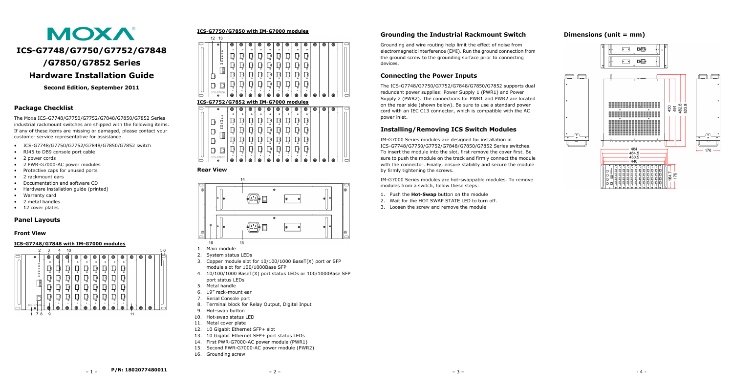# MOXA

# ICS-G7748/G7750/G7752/G7848/G7850/G7852 Series

# Hardware Installation Guide

**Second Edition, September 2011**

## Package Checklist

The Moxa ICS-G7748/G7750/G7752/G7848/G7850/G7852 Series industrial rackmount switches are shipped with the following items. If any of these items are missing or damaged, please contact your customer service representative for assistance.

- ICS-G7748/G7750/G7752/G7848/G7850/G7852 switch
- RJ45 to DB9 console port cable
- 2 power cords
- 2 PWR-G7000-AC power modules
- Protective caps for unused ports
- 2 rackmount ears
- Documentation and software CD
- Hardware installation guide (printed)
- Warranty card
- 2 metal handles
- 12 cover plates

## Panel Layouts

### Front View

**ICS-G7748/G7848 with IM-G7000 modules**

**ICS-G7750/G7850 with IM-G7000 modules**

**ICS-G7752/G7852 with IM-G7000 modules**

### Rear View

1. Main module
2. System status LEDs
3. Copper module slot for 10/100/1000 BaseT(X) port or SFP module slot for 100/1000Base SFP
4. 10/100/1000 BaseT(X) port status LEDs or 100/1000Base SFP port status LEDs
5. Metal handle
6. 19" rack-mount ear
7. Serial Console port
8. Terminal block for Relay Output, Digital Input
9. Hot-swap button
10. Hot-swap status LED
11. Metal cover plate
12. 10 Gigabit Ethernet SFP+ slot
13. 10 Gigabit Ethernet SFP+ port status LEDs
14. First PWR-G7000-AC power module (PWR1)
15. Second PWR-G7000-AC power module (PWR2)
16. Grounding screw

## Grounding the Industrial Rackmount Switch

Grounding and wire routing help limit the effect of noise from electromagnetic interference (EMI). Run the ground connection from the ground screw to the grounding surface prior to connecting devices.

## Connecting the Power Inputs

The ICS-G7748/G7750/G7752/G7848/G7850/G7852 supports dual redundant power supplies: Power Supply 1 (PWR1) and Power Supply 2 (PWR2). The connections for PWR1 and PWR2 are located on the rear side (shown below). Be sure to use a standard power cord with an IEC C13 connector, which is compatible with the AC power inlet.

## Installing/Removing ICS Switch Modules

IM-G7000 Series modules are designed for installation in ICS-G7748/G7750/G7752/G7848/G7850/G7852 Series switches. To insert the module into the slot, first remove the cover first. Be sure to push the module on the track and firmly connect the module with the connector. Finally, ensure stability and secure the module by firmly tightening the screws.

IM-G7000 Series modules are hot-swappable modules. To remove modules from a switch, follow these steps:

1. Push the **Hot-Swap** button on the module
2. Wait for the HOT SWAP STATE LED to turn off.
3. Loosen the screw and remove the module

## Dimensions (unit = mm)

P/N: 1802077480011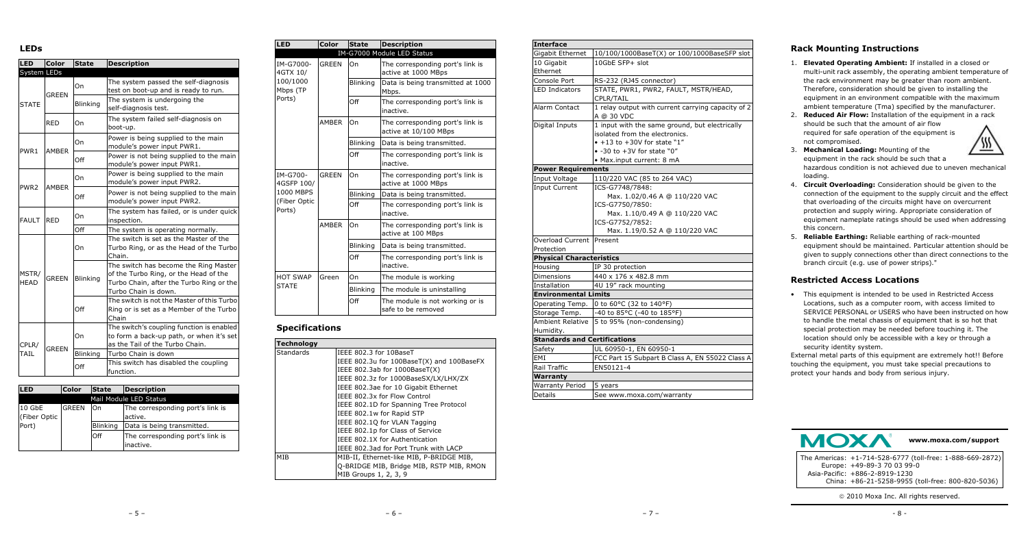## LEDs

| LED | Color | State | Description |
|---|---|---|---|
| System LEDs | | | |
| STATE | GREEN | On | The system passed the self-diagnosis test on boot-up and is ready to run. |
| | | Blinking | The system is undergoing the self-diagnosis test. |
| | RED | On | The system failed self-diagnosis on boot-up. |
| PWR1 | AMBER | On | Power is being supplied to the main module's power input PWR1. |
| | | Off | Power is not being supplied to the main module's power input PWR1. |
| PWR2 | AMBER | On | Power is being supplied to the main module's power input PWR2. |
| | | Off | Power is not being supplied to the main module's power input PWR2. |
| FAULT | RED | On | The system has failed, or is under quick inspection. |
| | | Off | The system is operating normally. |
| MSTR/ HEAD | GREEN | On | The switch is set as the Master of the Turbo Ring, or as the Head of the Turbo Chain. |
| | | Blinking | The switch has become the Ring Master of the Turbo Ring, or the Head of the Turbo Chain, after the Turbo Ring or the Turbo Chain is down. |
| | | Off | The switch is not the Master of this Turbo Ring or is set as a Member of the Turbo Chain |
| CPLR/ TAIL | GREEN | On | The switch's coupling function is enabled to form a back-up path, or when it's set as the Tail of the Turbo Chain. |
| | | Blinking | Turbo Chain is down |
| | | Off | This switch has disabled the coupling function. |

| LED | Color | State | Description |
|---|---|---|---|
| Mail Module LED Status | | | |
| 10 GbE (Fiber Optic Port) | GREEN | On | The corresponding port's link is active. |
| | | Blinking | Data is being transmitted. |
| | | Off | The corresponding port's link is inactive. |

| LED | Color | State | Description |
|---|---|---|---|
| IM-G7000 Module LED Status | | | |
| IM-G7000-4GTX 10/ 100/1000 Mbps (TP Ports) | GREEN | On | The corresponding port's link is active at 1000 MBps |
| | | Blinking | Data is being transmitted at 1000 Mbps. |
| | | Off | The corresponding port's link is inactive. |
| | AMBER | On | The corresponding port's link is active at 10/100 MBps |
| | | Blinking | Data is being transmitted. |
| | | Off | The corresponding port's link is inactive. |
| IM-G700-4GSFP 100/ 1000 MBPS (Fiber Optic Ports) | GREEN | On | The corresponding port's link is active at 1000 MBps |
| | | Blinking | Data is being transmitted. |
| | | Off | The corresponding port's link is inactive. |
| | AMBER | On | The corresponding port's link is active at 100 MBps |
| | | Blinking | Data is being transmitted. |
| | | Off | The corresponding port's link is inactive. |
| HOT SWAP STATE | Green | On | The module is working |
| | | Blinking | The module is uninstalling |
| | | Off | The module is not working or is safe to be removed |

## Specifications

| Technology | |
|---|---|
| Standards | IEEE 802.3 for 10BaseT<br>IEEE 802.3u for 100BaseT(X) and 100BaseFX<br>IEEE 802.3ab for 1000BaseT(X)<br>IEEE 802.3z for 1000BaseSX/LX/LHX/ZX<br>IEEE 802.3ae for 10 Gigabit Ethernet<br>IEEE 802.3x for Flow Control<br>IEEE 802.1D for Spanning Tree Protocol<br>IEEE 802.1w for Rapid STP<br>IEEE 802.1Q for VLAN Tagging<br>IEEE 802.1p for Class of Service<br>IEEE 802.1X for Authentication<br>IEEE 802.3ad for Port Trunk with LACP |
| MIB | MIB-II, Ethernet-like MIB, P-BRIDGE MIB, Q-BRIDGE MIB, Bridge MIB, RSTP MIB, RMON MIB Groups 1, 2, 3, 9 |

| Interface | |
|---|---|
| Gigabit Ethernet | 10/100/1000BaseT(X) or 100/1000BaseSFP slot |
| 10 Gigabit Ethernet | 10GbE SFP+ slot |
| Console Port | RS-232 (RJ45 connector) |
| LED Indicators | STATE, PWR1, PWR2, FAULT, MSTR/HEAD, CPLR/TAIL |
| Alarm Contact | 1 relay output with current carrying capacity of 2 A @ 30 VDC |
| Digital Inputs | 1 input with the same ground, but electrically isolated from the electronics.<br>• +13 to +30V for state "1"<br>• -30 to +3V for state "0"<br>• Max.input current: 8 mA |
| **Power Requirements** | |
| Input Voltage | 110/220 VAC (85 to 264 VAC) |
| Input Current | ICS-G7748/7848:<br>Max. 1.02/0.46 A @ 110/220 VAC<br>ICS-G7750/7850:<br>Max. 1.10/0.49 A @ 110/220 VAC<br>ICS-G7752/7852:<br>Max. 1.19/0.52 A @ 110/220 VAC |
| Overload Current Protection | Present |
| **Physical Characteristics** | |
| Housing | IP 30 protection |
| Dimensions | 440 x 176 x 482.8 mm |
| Installation | 4U 19" rack mounting |
| **Environmental Limits** | |
| Operating Temp. | 0 to 60°C (32 to 140°F) |
| Storage Temp. | -40 to 85°C (-40 to 185°F) |
| Ambient Relative Humidity. | 5 to 95% (non-condensing) |
| **Standards and Certifications** | |
| Safety | UL 60950-1, EN 60950-1 |
| EMI | FCC Part 15 Subpart B Class A, EN 55022 Class A |
| Rail Traffic | EN50121-4 |
| **Warranty** | |
| Warranty Period | 5 years |
| Details | See www.moxa.com/warranty |

## Rack Mounting Instructions

1. **Elevated Operating Ambient:** If installed in a closed or multi-unit rack assembly, the operating ambient temperature of the rack environment may be greater than room ambient. Therefore, consideration should be given to installing the equipment in an environment compatible with the maximum ambient temperature (Tma) specified by the manufacturer.
2. **Reduced Air Flow:** Installation of the equipment in a rack should be such that the amount of air flow required for safe operation of the equipment is not compromised.
3. **Mechanical Loading:** Mounting of the equipment in the rack should be such that a hazardous condition is not achieved due to uneven mechanical loading.
4. **Circuit Overloading:** Consideration should be given to the connection of the equipment to the supply circuit and the effect that overloading of the circuits might have on overcurrent protection and supply wiring. Appropriate consideration of equipment nameplate ratings should be used when addressing this concern.
5. **Reliable Earthing:** Reliable earthing of rack-mounted equipment should be maintained. Particular attention should be given to supply connections other than direct connections to the branch circuit (e.g. use of power strips)."

## Restricted Access Locations

- This equipment is intended to be used in Restricted Access Locations, such as a computer room, with access limited to SERVICE PERSONAL or USERS who have been instructed on how to handle the metal chassis of equipment that is so hot that special protection may be needed before touching it. The location should only be accessible with a key or through a security identity system.

External metal parts of this equipment are extremely hot!! Before touching the equipment, you must take special precautions to protect your hands and body from serious injury.

MOXA **www.moxa.com/support**

The Americas: +1-714-528-6777 (toll-free: 1-888-669-2872)
Europe: +49-89-3 70 03 99-0
Asia-Pacific: +886-2-8919-1230
China: +86-21-5258-9955 (toll-free: 800-820-5036)

© 2010 Moxa Inc. All rights reserved.